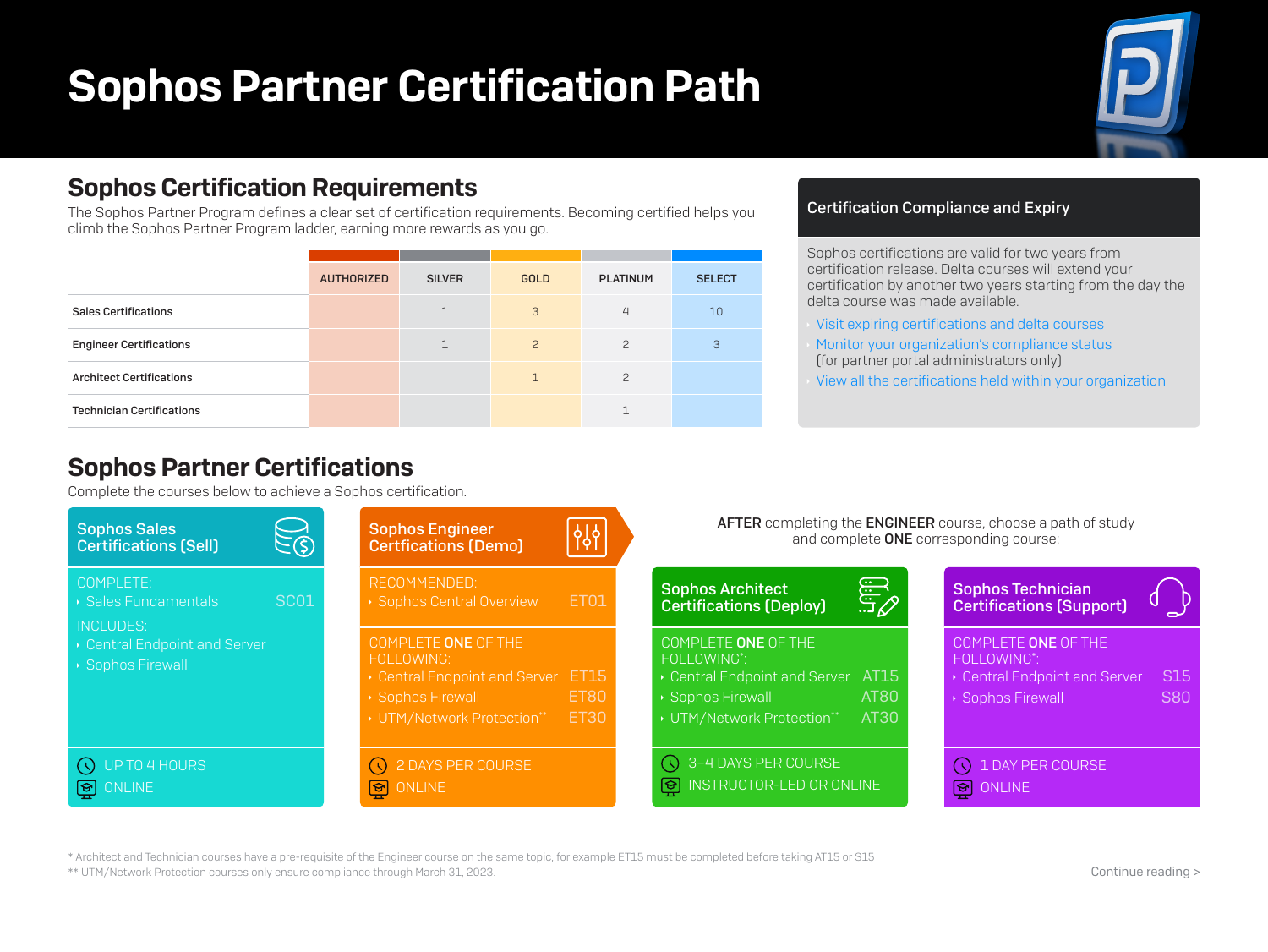# Sophos Partner Certification Path

## Sophos Certification Requirements

The Sophos Partner Program defines a clear set of certification requirements. Becoming certified helps you climb the Sophos Partner Program ladder, earning more rewards as you go.

| | AUTHORIZED | SILVER | GOLD | PLATINUM | SELECT |
|---|---|---|---|---|---|
| Sales Certifications | | 1 | 3 | 4 | 10 |
| Engineer Certifications | | 1 | 2 | 2 | 3 |
| Architect Certifications | | | 1 | 2 | |
| Technician Certifications | | | | 1 | |

### Certification Compliance and Expiry

Sophos certifications are valid for two years from certification release. Delta courses will extend your certification by another two years starting from the day the delta course was made available.

- Visit expiring certifications and delta courses
- Monitor your organization's compliance status (for partner portal administrators only)
- View all the certifications held within your organization

## Sophos Partner Certifications

Complete the courses below to achieve a Sophos certification.

### Sophos Sales Certifications (Sell)

COMPLETE:

- Sales Fundamentals — SC01

INCLUDES:

- Central Endpoint and Server
- Sophos Firewall

UP TO 4 HOURS
ONLINE

### Sophos Engineer Certfications (Demo)

RECOMMENDED:

- Sophos Central Overview — ET01

COMPLETE **ONE** OF THE FOLLOWING:

- Central Endpoint and Server — ET15
- Sophos Firewall — ET80
- UTM/Network Protection** — ET30

2 DAYS PER COURSE
ONLINE

**AFTER** completing the **ENGINEER** course, choose a path of study and complete **ONE** corresponding course:

### Sophos Architect Certifications (Deploy)

COMPLETE **ONE** OF THE FOLLOWING*:

- Central Endpoint and Server — AT15
- Sophos Firewall — AT80
- UTM/Network Protection** — AT30

3–4 DAYS PER COURSE
INSTRUCTOR-LED OR ONLINE

### Sophos Technician Certifications (Support)

COMPLETE **ONE** OF THE FOLLOWING*:

- Central Endpoint and Server — S15
- Sophos Firewall — S80

1 DAY PER COURSE
ONLINE

\* Architect and Technician courses have a pre-requisite of the Engineer course on the same topic, for example ET15 must be completed before taking AT15 or S15
** UTM/Network Protection courses only ensure compliance through March 31, 2023.

Continue reading >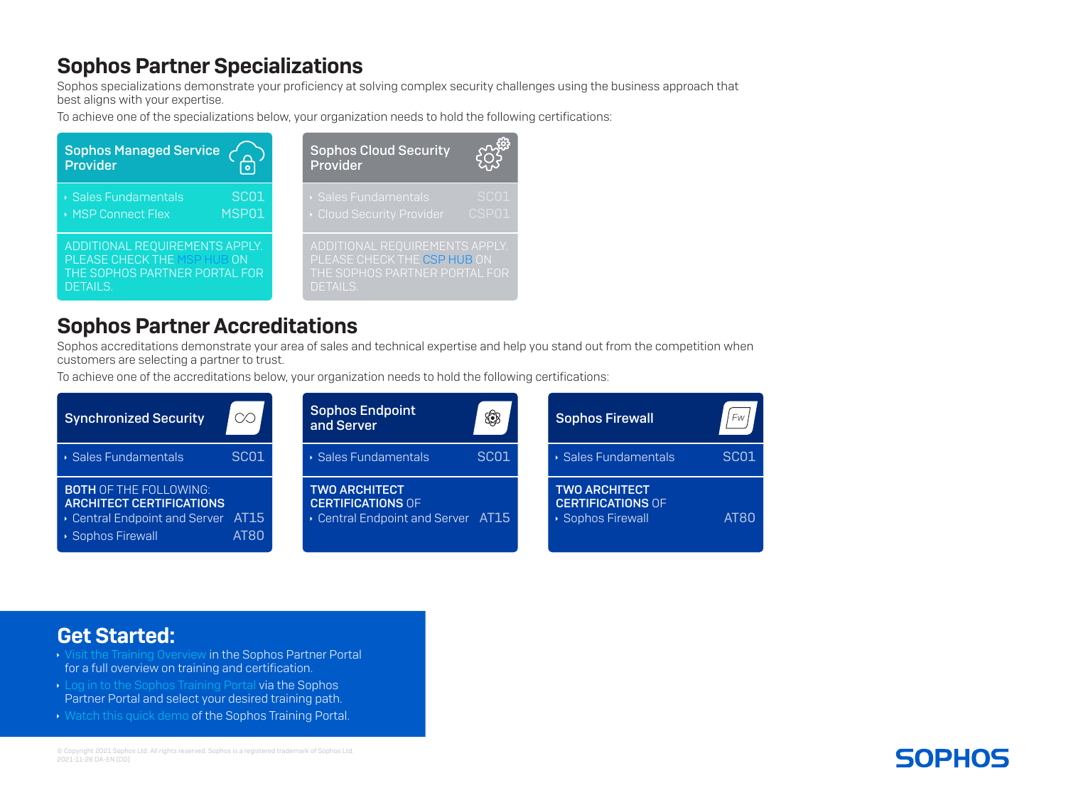## Sophos Partner Specializations

Sophos specializations demonstrate your proficiency at solving complex security challenges using the business approach that best aligns with your expertise.

To achieve one of the specializations below, your organization needs to hold the following certifications:

### Sophos Managed Service Provider

- Sales Fundamentals SC01
- MSP Connect Flex MSP01

ADDITIONAL REQUIREMENTS APPLY. PLEASE CHECK THE MSP HUB ON THE SOPHOS PARTNER PORTAL FOR DETAILS.

### Sophos Cloud Security Provider

- Sales Fundamentals SC01
- Cloud Security Provider CSP01

ADDITIONAL REQUIREMENTS APPLY. PLEASE CHECK THE CSP HUB ON THE SOPHOS PARTNER PORTAL FOR DETAILS.

## Sophos Partner Accreditations

Sophos accreditations demonstrate your area of sales and technical expertise and help you stand out from the competition when customers are selecting a partner to trust.

To achieve one of the accreditations below, your organization needs to hold the following certifications:

### Synchronized Security

- Sales Fundamentals SC01

**BOTH** OF THE FOLLOWING: **ARCHITECT CERTIFICATIONS**

- Central Endpoint and Server AT15
- Sophos Firewall AT80

### Sophos Endpoint and Server

- Sales Fundamentals SC01

**TWO ARCHITECT CERTIFICATIONS** OF

- Central Endpoint and Server AT15

### Sophos Firewall

- Sales Fundamentals SC01

**TWO ARCHITECT CERTIFICATIONS** OF

- Sophos Firewall AT80

## Get Started:

- Visit the Training Overview in the Sophos Partner Portal for a full overview on training and certification.
- Log in to the Sophos Training Portal via the Sophos Partner Portal and select your desired training path.
- Watch this quick demo of the Sophos Training Portal.

© Copyright 2021 Sophos Ltd. All rights reserved. Sophos is a registered trademark of Sophos Ltd.
2021-11-26 DA-EN (DD)

SOPHOS